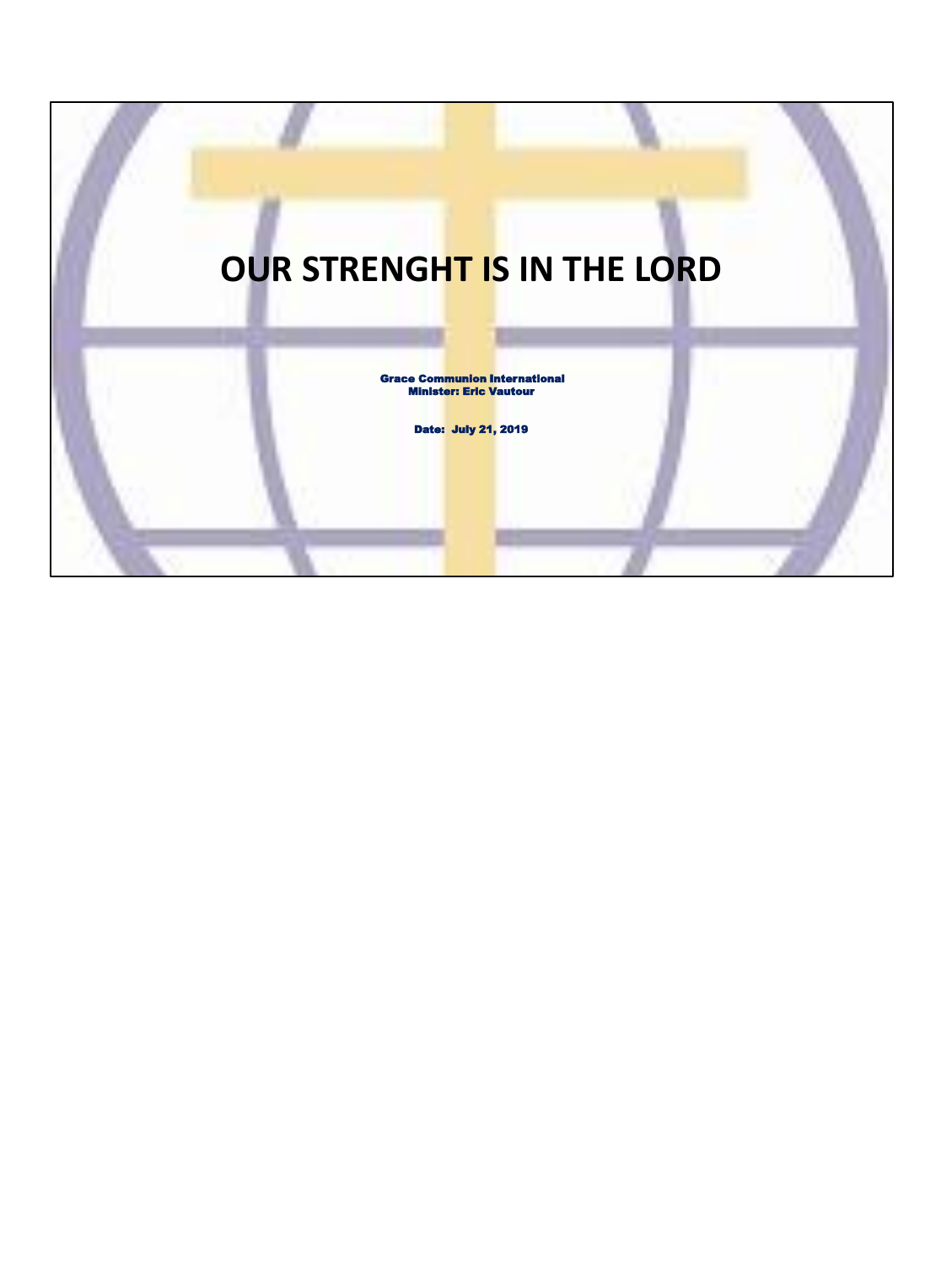# OUR STRENGHT IS IN THE LORD

Grace Communion International
Minister: Eric Vautour

Date: July 21, 2019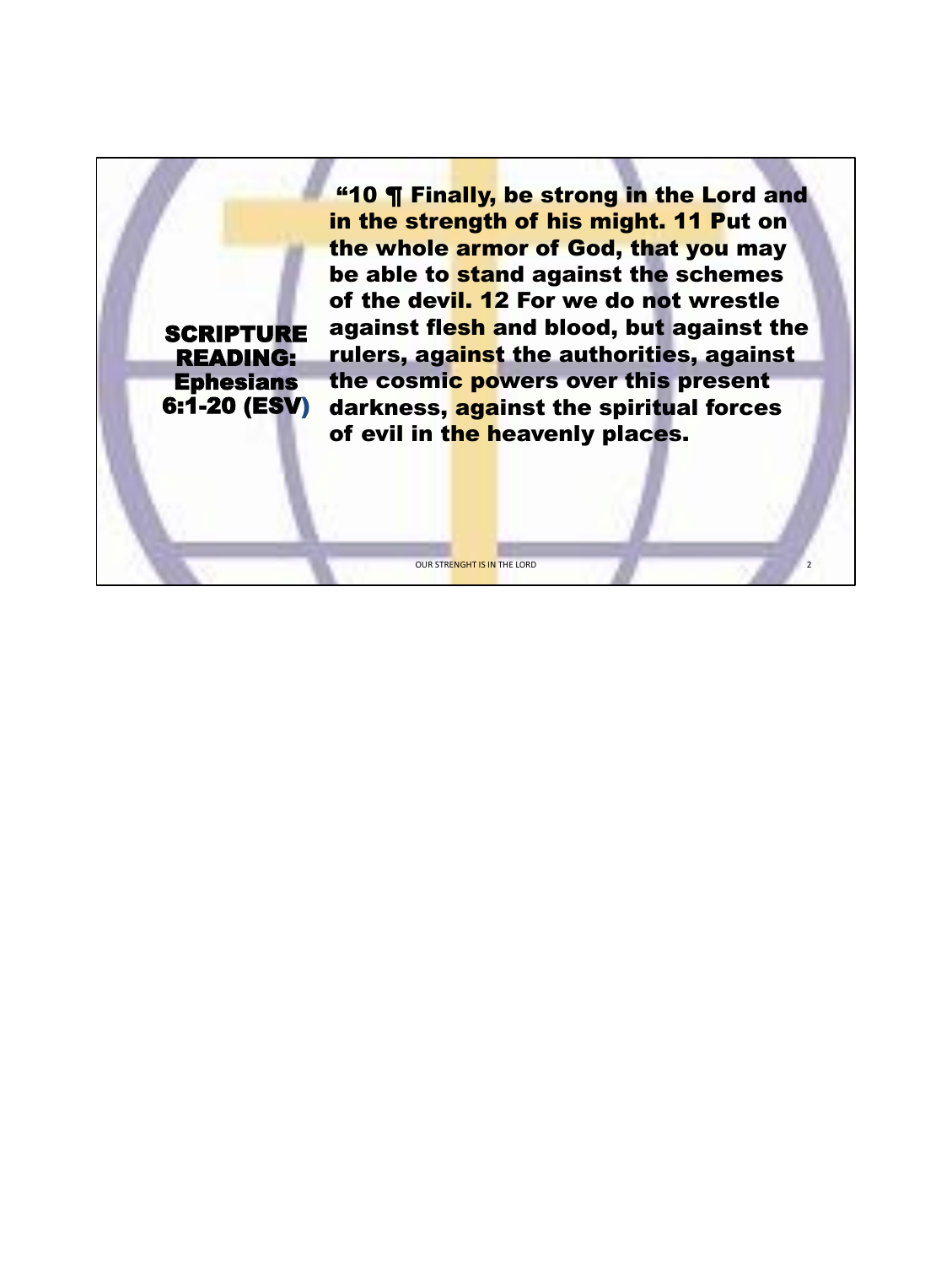## SCRIPTURE READING: Ephesians 6:1-20 (ESV)

**"10 ¶ Finally, be strong in the Lord and in the strength of his might. 11 Put on the whole armor of God, that you may be able to stand against the schemes of the devil. 12 For we do not wrestle against flesh and blood, but against the rulers, against the authorities, against the cosmic powers over this present darkness, against the spiritual forces of evil in the heavenly places.**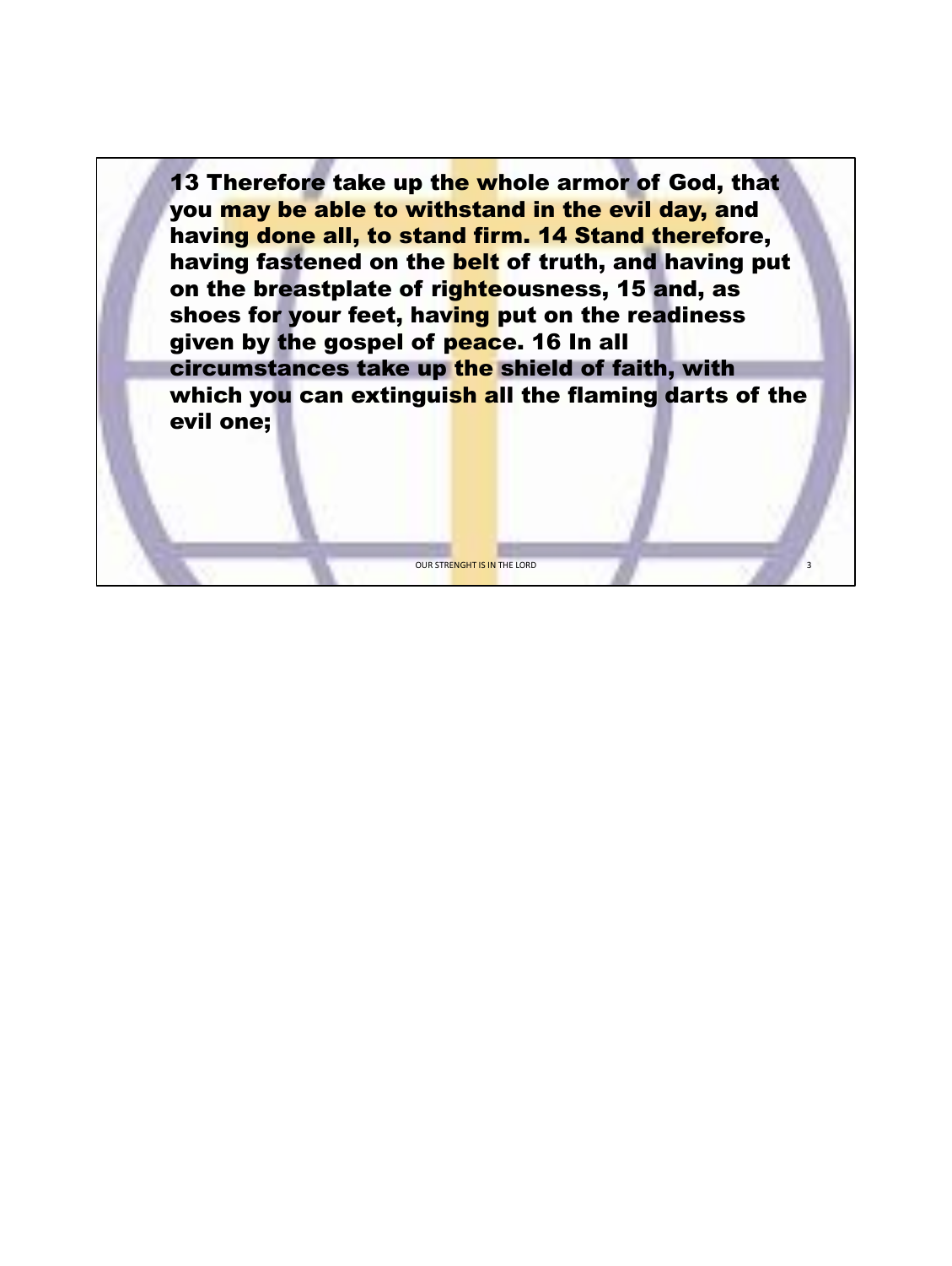**13 Therefore take up the whole armor of God, that you may be able to withstand in the evil day, and having done all, to stand firm. 14 Stand therefore, having fastened on the belt of truth, and having put on the breastplate of righteousness, 15 and, as shoes for your feet, having put on the readiness given by the gospel of peace. 16 In all circumstances take up the shield of faith, with which you can extinguish all the flaming darts of the evil one;**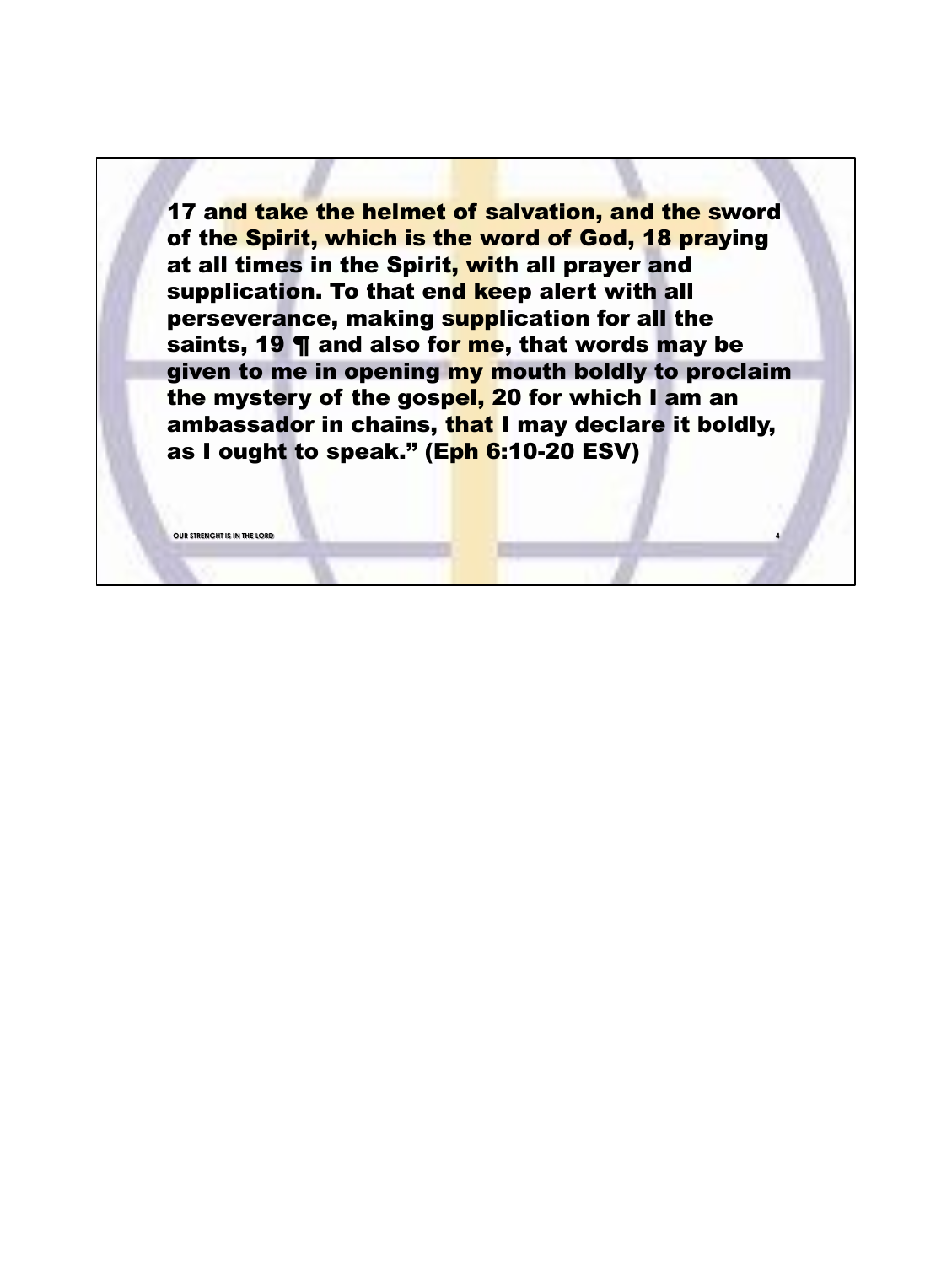**17 and take the helmet of salvation, and the sword of the Spirit, which is the word of God, 18 praying at all times in the Spirit, with all prayer and supplication. To that end keep alert with all perseverance, making supplication for all the saints, 19 ¶ and also for me, that words may be given to me in opening my mouth boldly to proclaim the mystery of the gospel, 20 for which I am an ambassador in chains, that I may declare it boldly, as I ought to speak." (Eph 6:10-20 ESV)**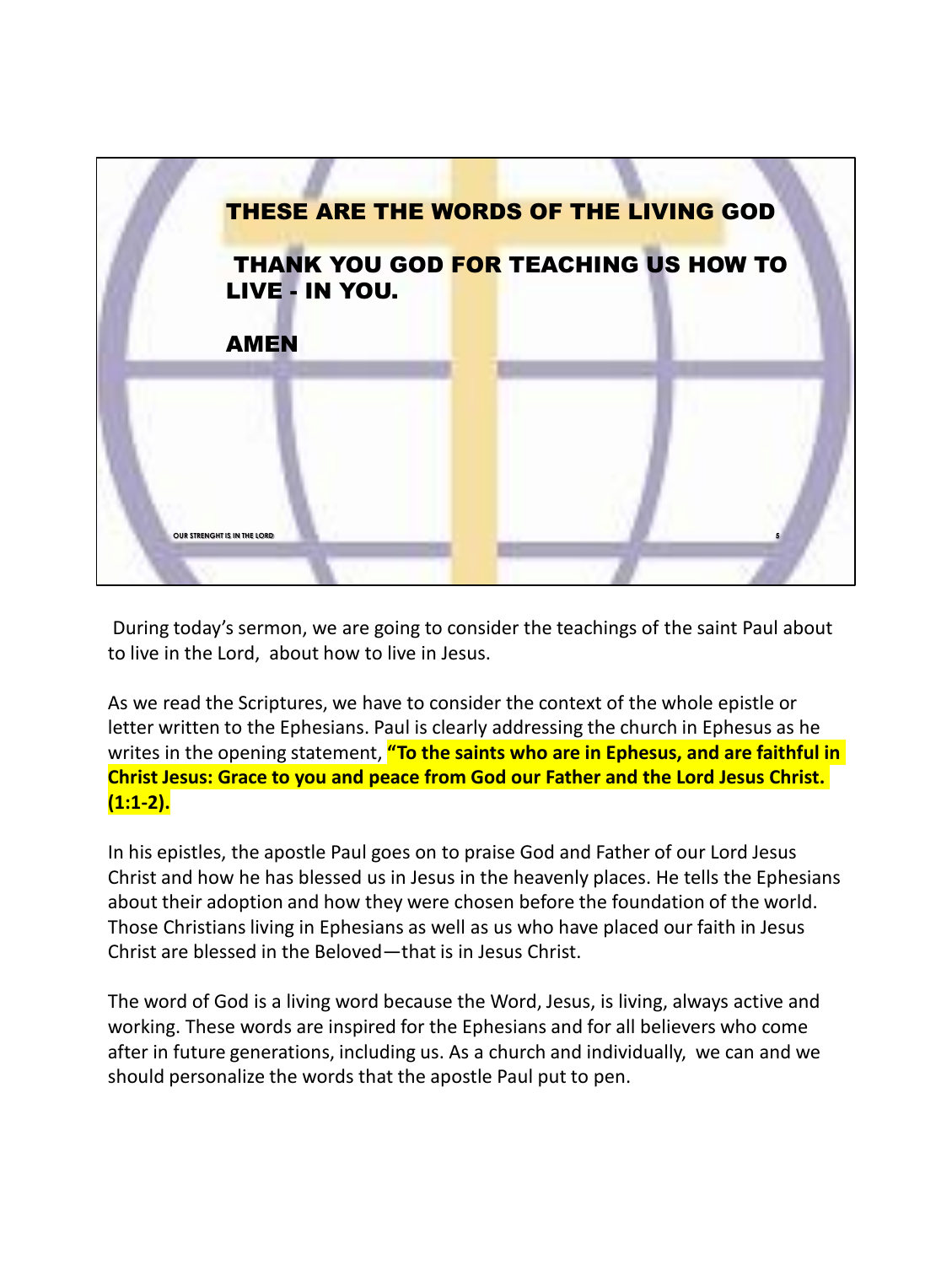THESE ARE THE WORDS OF THE LIVING GOD

THANK YOU GOD FOR TEACHING US HOW TO LIVE - IN YOU.

AMEN

During today's sermon, we are going to consider the teachings of the saint Paul about to live in the Lord, about how to live in Jesus.

As we read the Scriptures, we have to consider the context of the whole epistle or letter written to the Ephesians. Paul is clearly addressing the church in Ephesus as he writes in the opening statement, **"To the saints who are in Ephesus, and are faithful in Christ Jesus: Grace to you and peace from God our Father and the Lord Jesus Christ. (1:1-2).**

In his epistles, the apostle Paul goes on to praise God and Father of our Lord Jesus Christ and how he has blessed us in Jesus in the heavenly places. He tells the Ephesians about their adoption and how they were chosen before the foundation of the world. Those Christians living in Ephesians as well as us who have placed our faith in Jesus Christ are blessed in the Beloved—that is in Jesus Christ.

The word of God is a living word because the Word, Jesus, is living, always active and working. These words are inspired for the Ephesians and for all believers who come after in future generations, including us. As a church and individually, we can and we should personalize the words that the apostle Paul put to pen.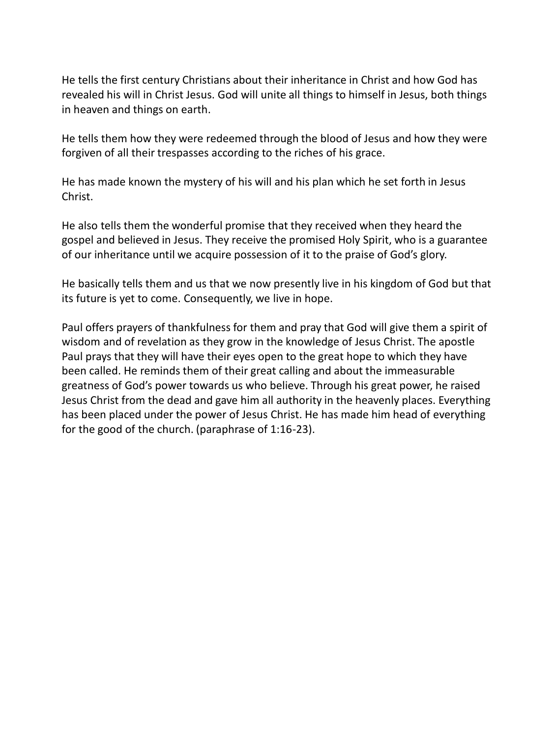He tells the first century Christians about their inheritance in Christ and how God has revealed his will in Christ Jesus. God will unite all things to himself in Jesus, both things in heaven and things on earth.

He tells them how they were redeemed through the blood of Jesus and how they were forgiven of all their trespasses according to the riches of his grace.

He has made known the mystery of his will and his plan which he set forth in Jesus Christ.

He also tells them the wonderful promise that they received when they heard the gospel and believed in Jesus. They receive the promised Holy Spirit, who is a guarantee of our inheritance until we acquire possession of it to the praise of God's glory.

He basically tells them and us that we now presently live in his kingdom of God but that its future is yet to come. Consequently, we live in hope.

Paul offers prayers of thankfulness for them and pray that God will give them a spirit of wisdom and of revelation as they grow in the knowledge of Jesus Christ. The apostle Paul prays that they will have their eyes open to the great hope to which they have been called. He reminds them of their great calling and about the immeasurable greatness of God's power towards us who believe. Through his great power, he raised Jesus Christ from the dead and gave him all authority in the heavenly places. Everything has been placed under the power of Jesus Christ. He has made him head of everything for the good of the church. (paraphrase of 1:16-23).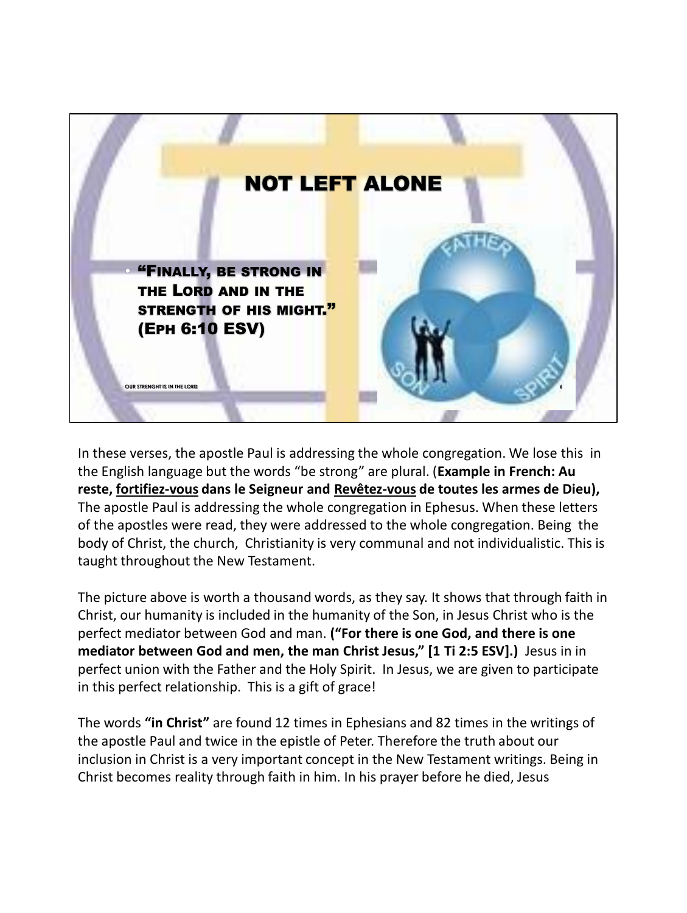# NOT LEFT ALONE

- **"Finally, be strong in the Lord and in the strength of his might." (Eph 6:10 ESV)**

OUR STRENGHT IS IN THE LORD

FATHER

SON

SPIRIT

In these verses, the apostle Paul is addressing the whole congregation. We lose this in the English language but the words "be strong" are plural. (**Example in French: Au reste, fortifiez-vous dans le Seigneur and Revêtez-vous de toutes les armes de Dieu),** The apostle Paul is addressing the whole congregation in Ephesus. When these letters of the apostles were read, they were addressed to the whole congregation. Being the body of Christ, the church, Christianity is very communal and not individualistic. This is taught throughout the New Testament.

The picture above is worth a thousand words, as they say. It shows that through faith in Christ, our humanity is included in the humanity of the Son, in Jesus Christ who is the perfect mediator between God and man. **("For there is one God, and there is one mediator between God and men, the man Christ Jesus," [1 Ti 2:5 ESV].)** Jesus in in perfect union with the Father and the Holy Spirit. In Jesus, we are given to participate in this perfect relationship. This is a gift of grace!

The words **"in Christ"** are found 12 times in Ephesians and 82 times in the writings of the apostle Paul and twice in the epistle of Peter. Therefore the truth about our inclusion in Christ is a very important concept in the New Testament writings. Being in Christ becomes reality through faith in him. In his prayer before he died, Jesus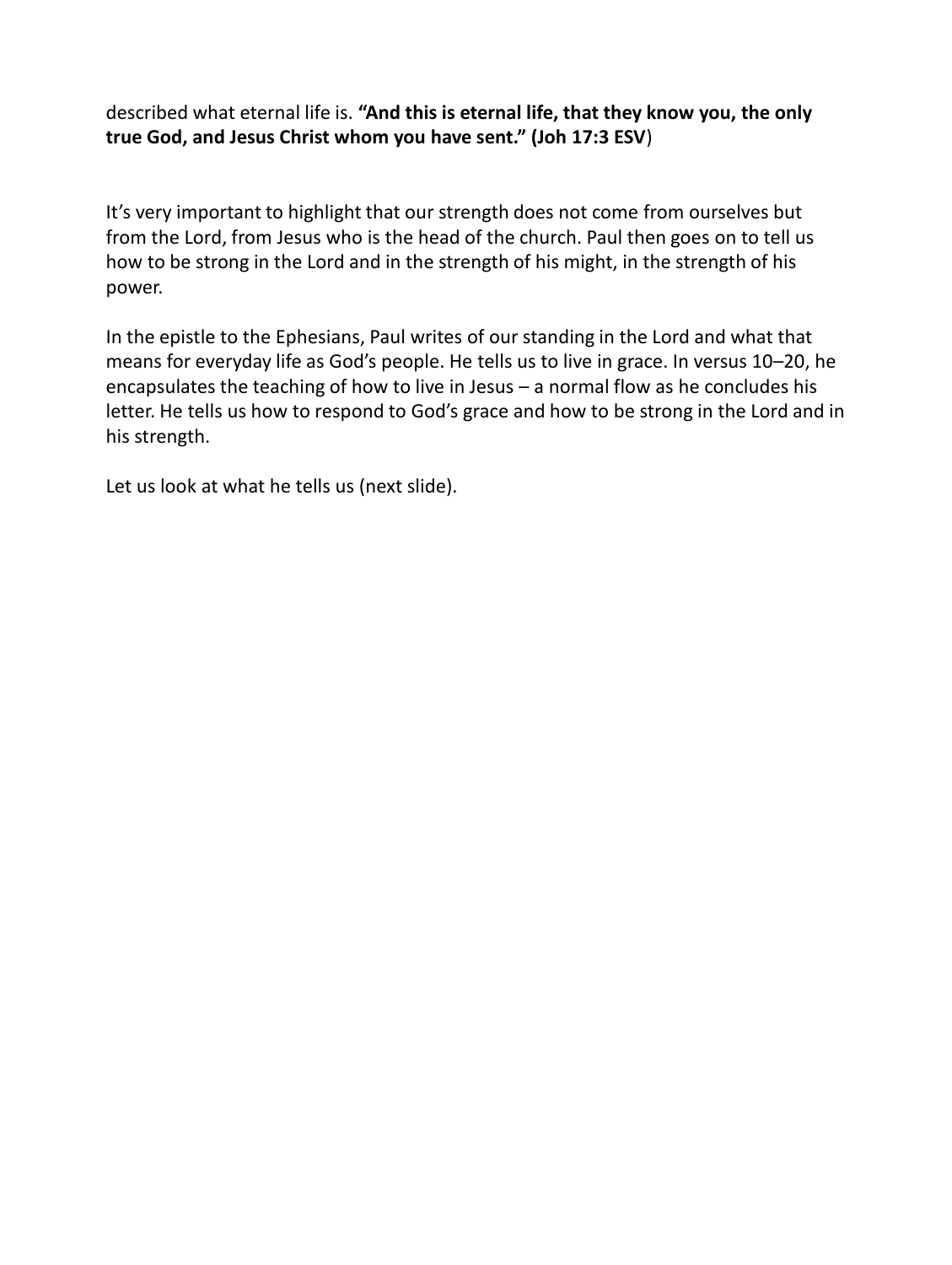described what eternal life is. **“And this is eternal life, that they know you, the only true God, and Jesus Christ whom you have sent.” (Joh 17:3 ESV**)

It’s very important to highlight that our strength does not come from ourselves but from the Lord, from Jesus who is the head of the church. Paul then goes on to tell us how to be strong in the Lord and in the strength of his might, in the strength of his power.

In the epistle to the Ephesians, Paul writes of our standing in the Lord and what that means for everyday life as God’s people. He tells us to live in grace. In versus 10–20, he encapsulates the teaching of how to live in Jesus – a normal flow as he concludes his letter. He tells us how to respond to God’s grace and how to be strong in the Lord and in his strength.

Let us look at what he tells us (next slide).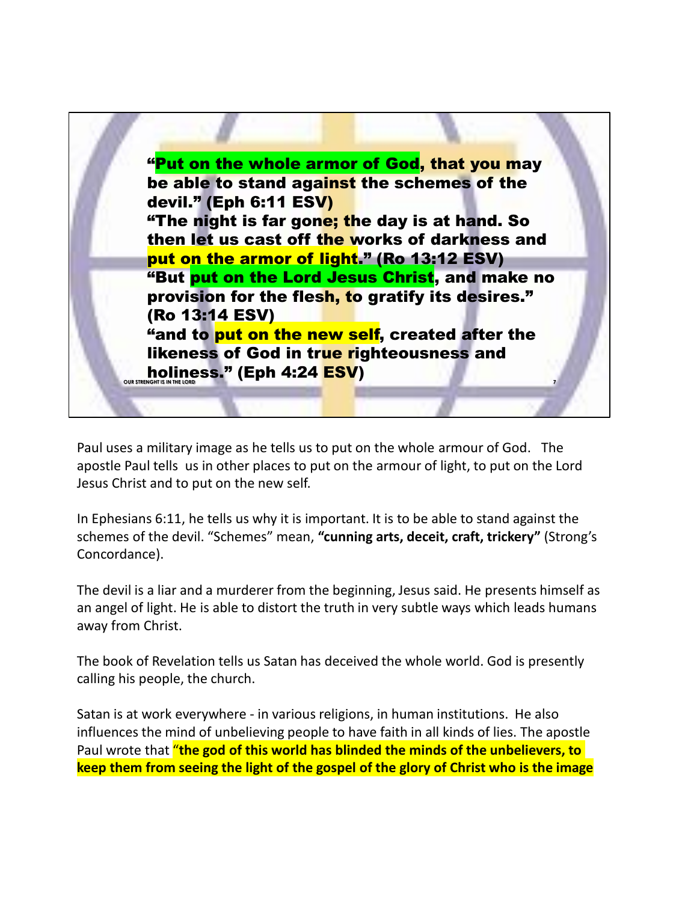"**Put on the whole armor of God**, that you may be able to stand against the schemes of the devil." (Eph 6:11 ESV)
"The night is far gone; the day is at hand. So then let us cast off the works of darkness and **put on the armor of light**." (Ro 13:12 ESV)
"But **put on the Lord Jesus Christ**, and make no provision for the flesh, to gratify its desires." (Ro 13:14 ESV)
"and to **put on the new self**, created after the likeness of God in true righteousness and holiness." (Eph 4:24 ESV)

OUR STRENGHT IS IN THE LORD

Paul uses a military image as he tells us to put on the whole armour of God. The apostle Paul tells us in other places to put on the armour of light, to put on the Lord Jesus Christ and to put on the new self.

In Ephesians 6:11, he tells us why it is important. It is to be able to stand against the schemes of the devil. "Schemes" mean, **"cunning arts, deceit, craft, trickery"** (Strong's Concordance).

The devil is a liar and a murderer from the beginning, Jesus said. He presents himself as an angel of light. He is able to distort the truth in very subtle ways which leads humans away from Christ.

The book of Revelation tells us Satan has deceived the whole world. God is presently calling his people, the church.

Satan is at work everywhere - in various religions, in human institutions. He also influences the mind of unbelieving people to have faith in all kinds of lies. The apostle Paul wrote that "**the god of this world has blinded the minds of the unbelievers, to keep them from seeing the light of the gospel of the glory of Christ who is the image**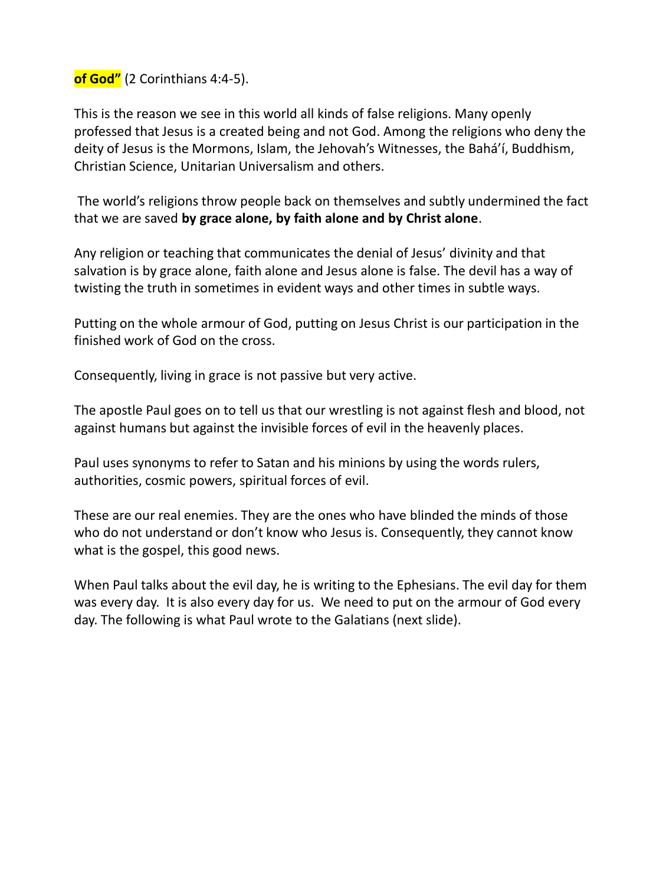**of God”** (2 Corinthians 4:4-5).

This is the reason we see in this world all kinds of false religions. Many openly professed that Jesus is a created being and not God. Among the religions who deny the deity of Jesus is the Mormons, Islam, the Jehovah’s Witnesses, the Bahá’í, Buddhism, Christian Science, Unitarian Universalism and others.

The world’s religions throw people back on themselves and subtly undermined the fact that we are saved **by grace alone, by faith alone and by Christ alone**.

Any religion or teaching that communicates the denial of Jesus’ divinity and that salvation is by grace alone, faith alone and Jesus alone is false. The devil has a way of twisting the truth in sometimes in evident ways and other times in subtle ways.

Putting on the whole armour of God, putting on Jesus Christ is our participation in the finished work of God on the cross.

Consequently, living in grace is not passive but very active.

The apostle Paul goes on to tell us that our wrestling is not against flesh and blood, not against humans but against the invisible forces of evil in the heavenly places.

Paul uses synonyms to refer to Satan and his minions by using the words rulers, authorities, cosmic powers, spiritual forces of evil.

These are our real enemies. They are the ones who have blinded the minds of those who do not understand or don’t know who Jesus is. Consequently, they cannot know what is the gospel, this good news.

When Paul talks about the evil day, he is writing to the Ephesians. The evil day for them was every day. It is also every day for us. We need to put on the armour of God every day. The following is what Paul wrote to the Galatians (next slide).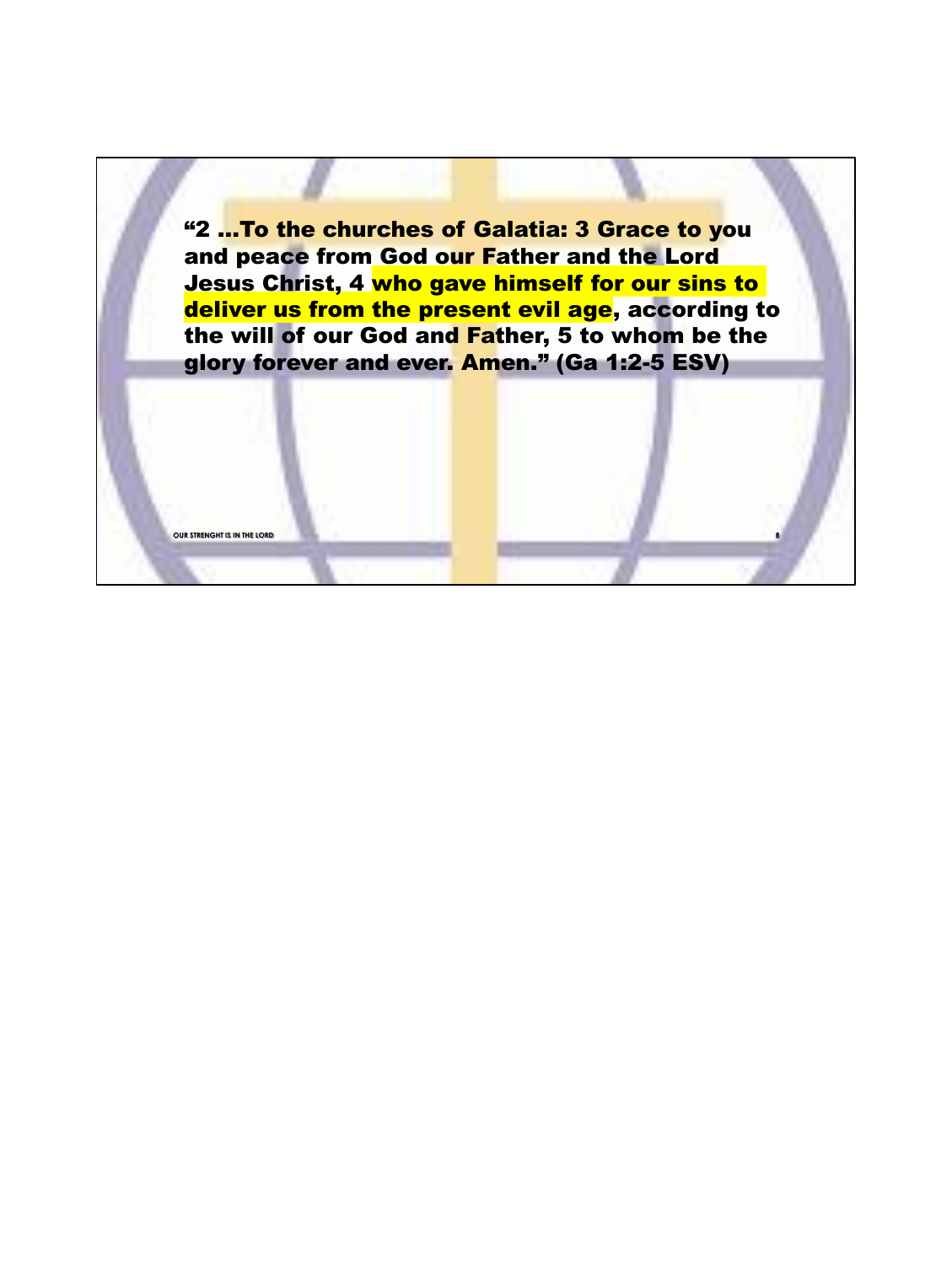**“2 …To the churches of Galatia: 3 Grace to you and peace from God our Father and the Lord Jesus Christ, 4 who gave himself for our sins to deliver us from the present evil age, according to the will of our God and Father, 5 to whom be the glory forever and ever. Amen.” (Ga 1:2-5 ESV)**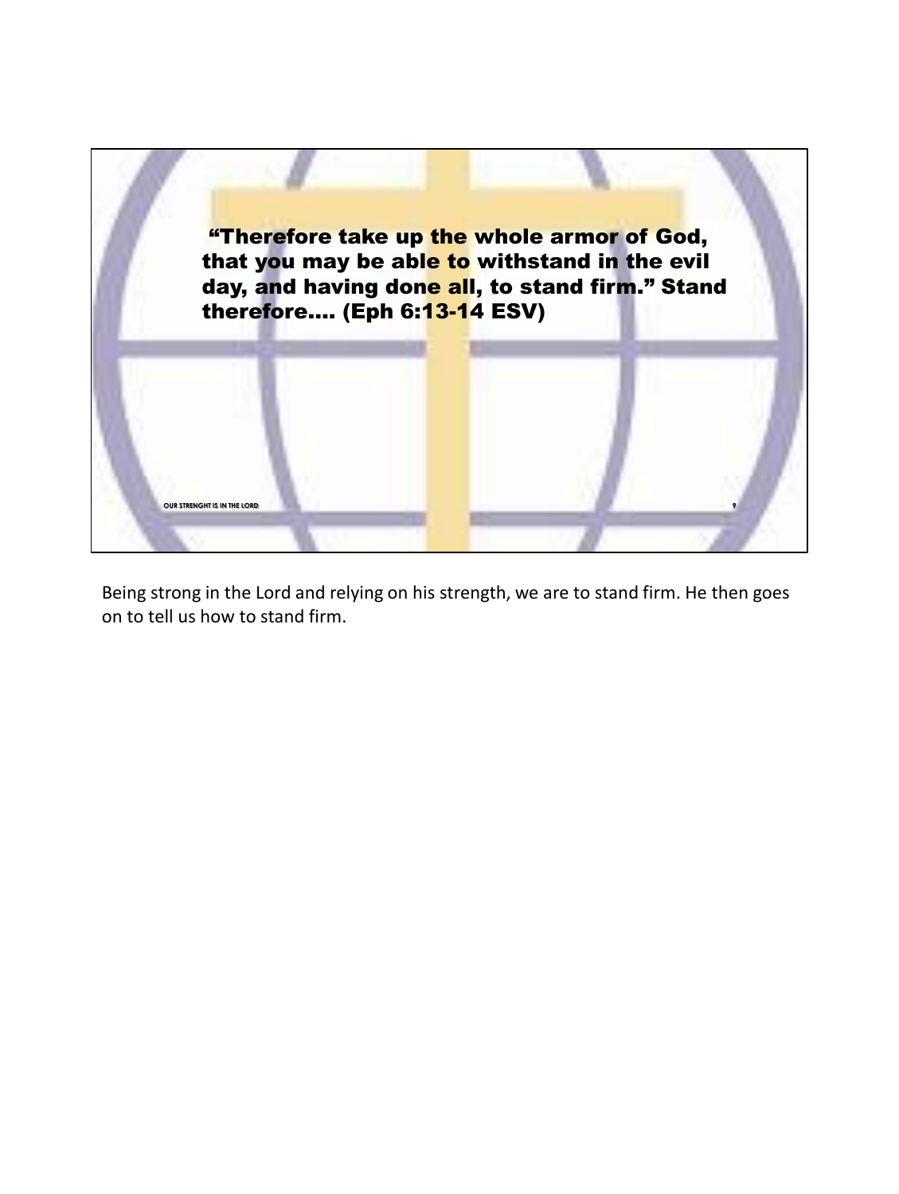"Therefore take up the whole armor of God, that you may be able to withstand in the evil day, and having done all, to stand firm." Stand therefore.... (Eph 6:13-14 ESV)

Being strong in the Lord and relying on his strength, we are to stand firm. He then goes on to tell us how to stand firm.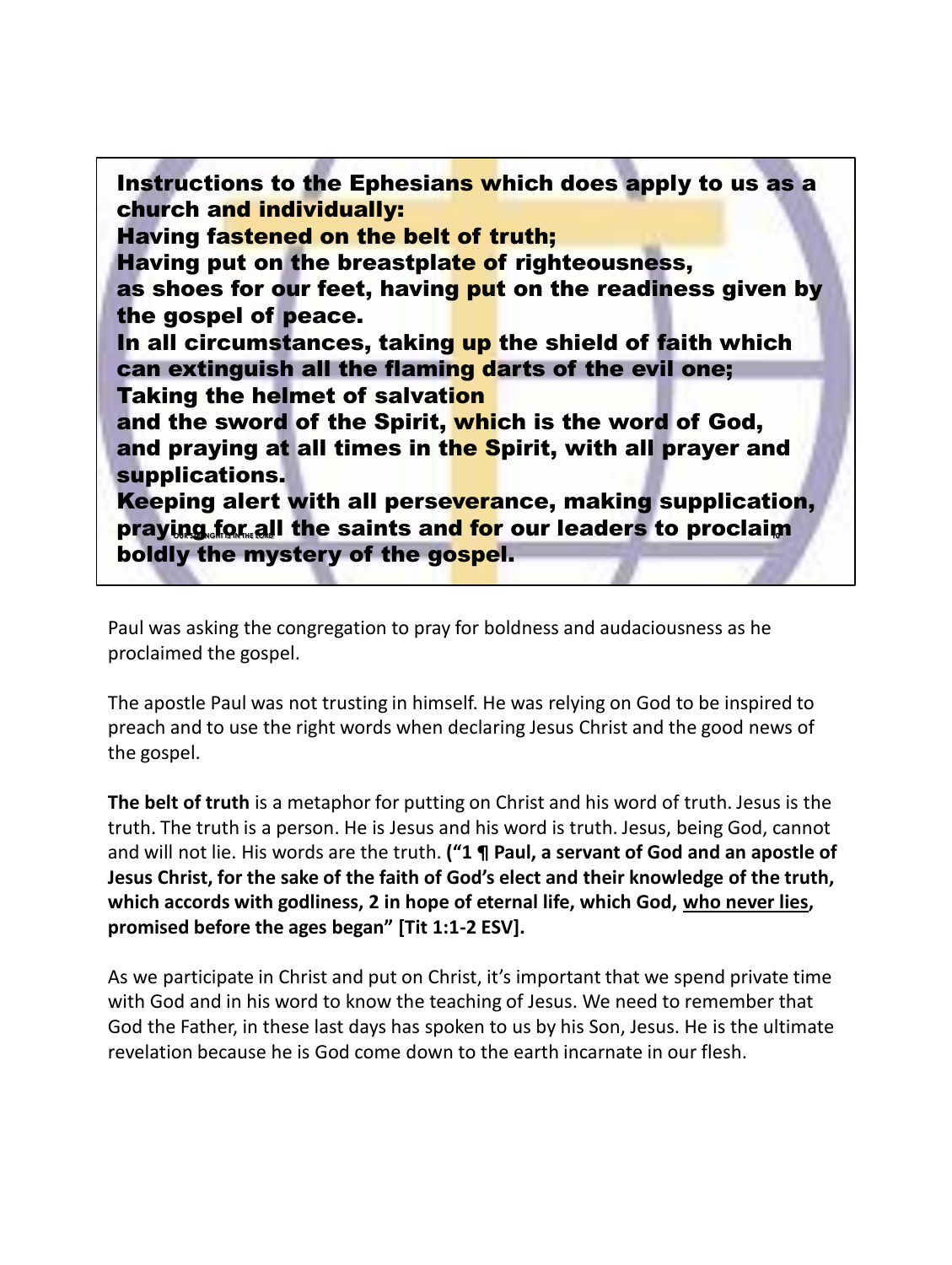**Instructions to the Ephesians which does apply to us as a church and individually:**
**Having fastened on the belt of truth;**
**Having put on the breastplate of righteousness,**
**as shoes for our feet, having put on the readiness given by the gospel of peace.**
**In all circumstances, taking up the shield of faith which can extinguish all the flaming darts of the evil one;**
**Taking the helmet of salvation**
**and the sword of the Spirit, which is the word of God,**
**and praying at all times in the Spirit, with all prayer and supplications.**
**Keeping alert with all perseverance, making supplication, praying for all the saints and for our leaders to proclaim boldly the mystery of the gospel.**

Paul was asking the congregation to pray for boldness and audaciousness as he proclaimed the gospel.

The apostle Paul was not trusting in himself. He was relying on God to be inspired to preach and to use the right words when declaring Jesus Christ and the good news of the gospel.

**The belt of truth** is a metaphor for putting on Christ and his word of truth. Jesus is the truth. The truth is a person. He is Jesus and his word is truth. Jesus, being God, cannot and will not lie. His words are the truth. **("1 ¶ Paul, a servant of God and an apostle of Jesus Christ, for the sake of the faith of God's elect and their knowledge of the truth, which accords with godliness, 2 in hope of eternal life, which God, <u>who never lies</u>, promised before the ages began" [Tit 1:1-2 ESV].**

As we participate in Christ and put on Christ, it's important that we spend private time with God and in his word to know the teaching of Jesus. We need to remember that God the Father, in these last days has spoken to us by his Son, Jesus. He is the ultimate revelation because he is God come down to the earth incarnate in our flesh.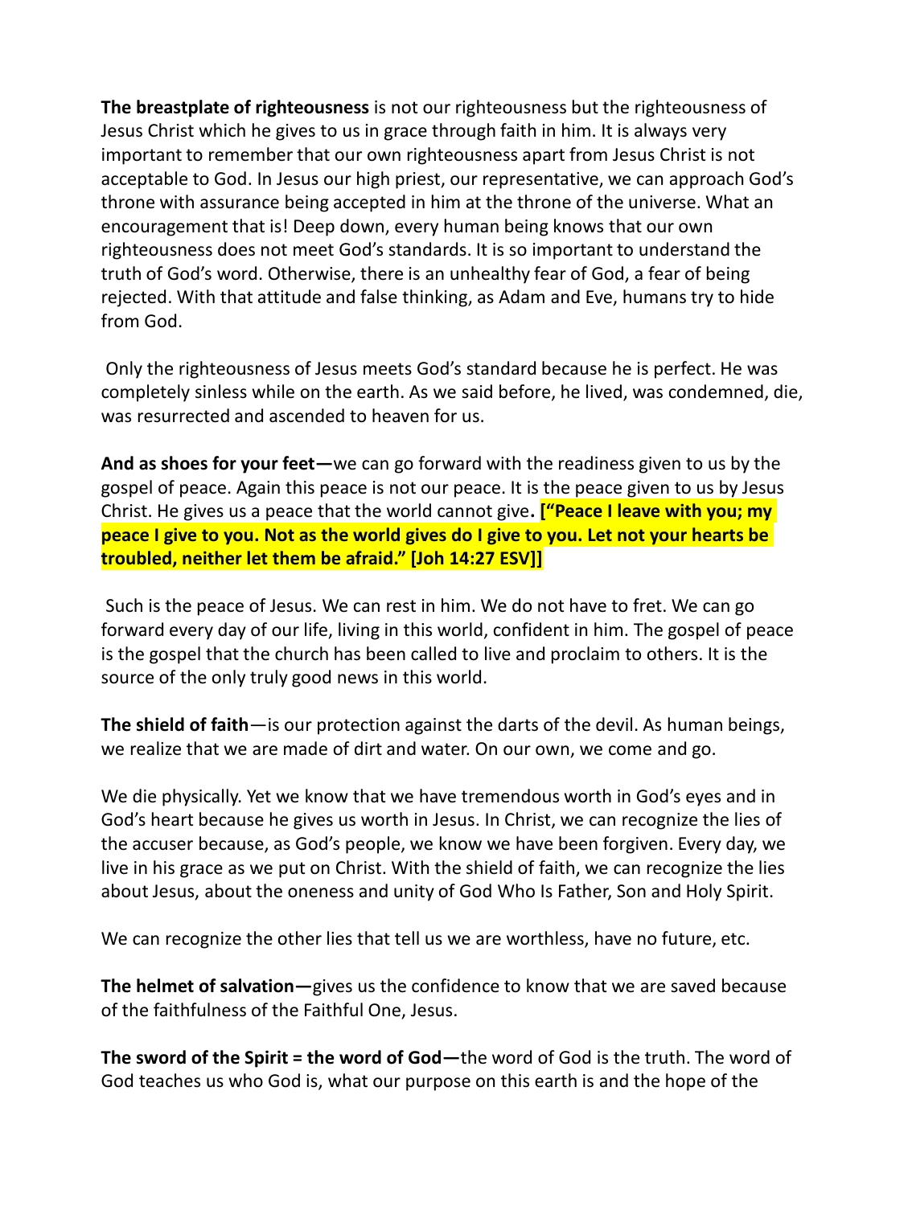**The breastplate of righteousness** is not our righteousness but the righteousness of Jesus Christ which he gives to us in grace through faith in him. It is always very important to remember that our own righteousness apart from Jesus Christ is not acceptable to God. In Jesus our high priest, our representative, we can approach God's throne with assurance being accepted in him at the throne of the universe. What an encouragement that is! Deep down, every human being knows that our own righteousness does not meet God's standards. It is so important to understand the truth of God's word. Otherwise, there is an unhealthy fear of God, a fear of being rejected. With that attitude and false thinking, as Adam and Eve, humans try to hide from God.

Only the righteousness of Jesus meets God's standard because he is perfect. He was completely sinless while on the earth. As we said before, he lived, was condemned, die, was resurrected and ascended to heaven for us.

**And as shoes for your feet—**we can go forward with the readiness given to us by the gospel of peace. Again this peace is not our peace. It is the peace given to us by Jesus Christ. He gives us a peace that the world cannot give**. ["Peace I leave with you; my peace I give to you. Not as the world gives do I give to you. Let not your hearts be troubled, neither let them be afraid." [Joh 14:27 ESV]]**

Such is the peace of Jesus. We can rest in him. We do not have to fret. We can go forward every day of our life, living in this world, confident in him. The gospel of peace is the gospel that the church has been called to live and proclaim to others. It is the source of the only truly good news in this world.

**The shield of faith**—is our protection against the darts of the devil. As human beings, we realize that we are made of dirt and water. On our own, we come and go.

We die physically. Yet we know that we have tremendous worth in God's eyes and in God's heart because he gives us worth in Jesus. In Christ, we can recognize the lies of the accuser because, as God's people, we know we have been forgiven. Every day, we live in his grace as we put on Christ. With the shield of faith, we can recognize the lies about Jesus, about the oneness and unity of God Who Is Father, Son and Holy Spirit.

We can recognize the other lies that tell us we are worthless, have no future, etc.

**The helmet of salvation—**gives us the confidence to know that we are saved because of the faithfulness of the Faithful One, Jesus.

**The sword of the Spirit = the word of God—**the word of God is the truth. The word of God teaches us who God is, what our purpose on this earth is and the hope of the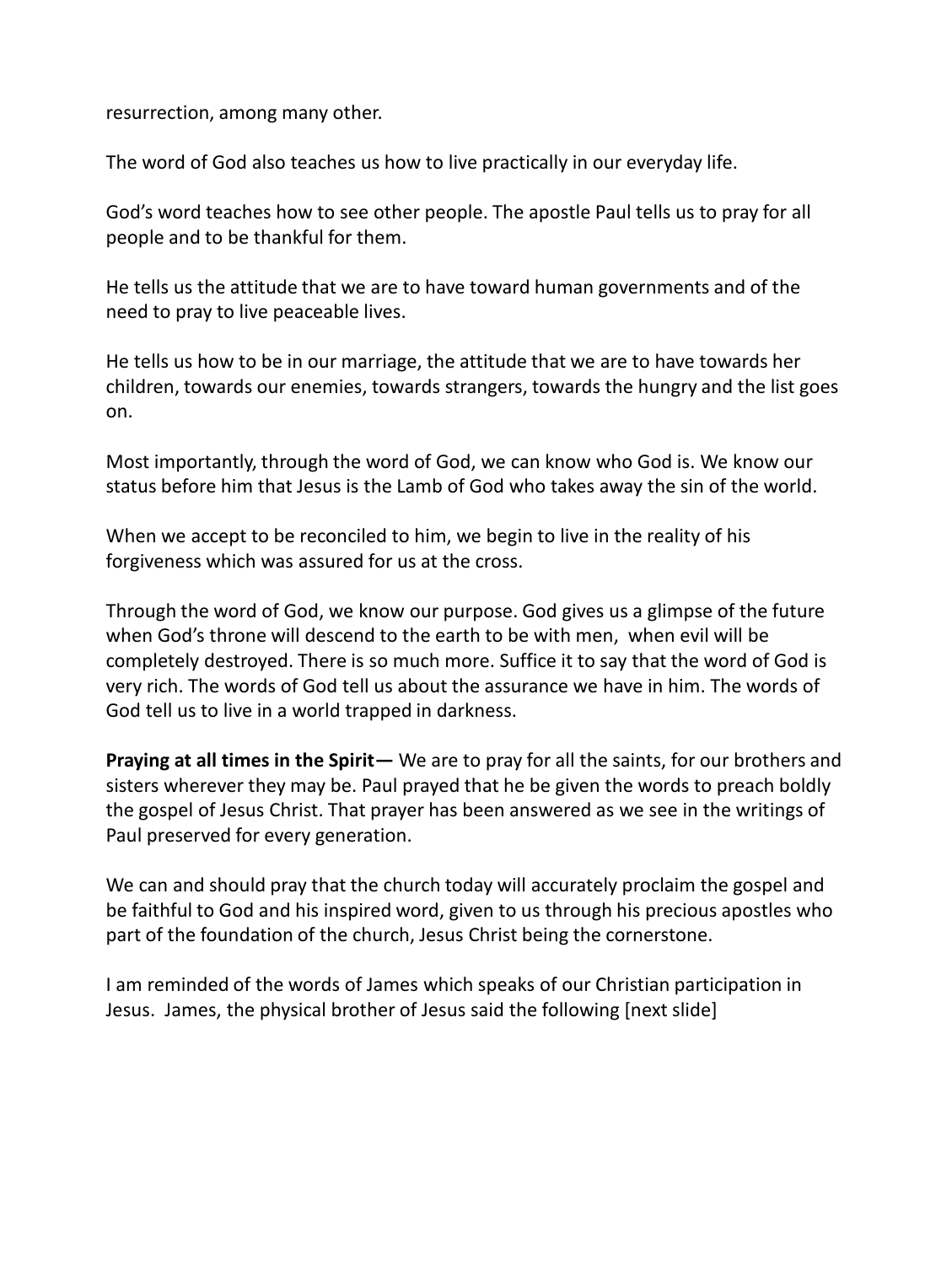resurrection, among many other.

The word of God also teaches us how to live practically in our everyday life.

God's word teaches how to see other people. The apostle Paul tells us to pray for all people and to be thankful for them.

He tells us the attitude that we are to have toward human governments and of the need to pray to live peaceable lives.

He tells us how to be in our marriage, the attitude that we are to have towards her children, towards our enemies, towards strangers, towards the hungry and the list goes on.

Most importantly, through the word of God, we can know who God is. We know our status before him that Jesus is the Lamb of God who takes away the sin of the world.

When we accept to be reconciled to him, we begin to live in the reality of his forgiveness which was assured for us at the cross.

Through the word of God, we know our purpose. God gives us a glimpse of the future when God's throne will descend to the earth to be with men, when evil will be completely destroyed. There is so much more. Suffice it to say that the word of God is very rich. The words of God tell us about the assurance we have in him. The words of God tell us to live in a world trapped in darkness.

**Praying at all times in the Spirit—** We are to pray for all the saints, for our brothers and sisters wherever they may be. Paul prayed that he be given the words to preach boldly the gospel of Jesus Christ. That prayer has been answered as we see in the writings of Paul preserved for every generation.

We can and should pray that the church today will accurately proclaim the gospel and be faithful to God and his inspired word, given to us through his precious apostles who part of the foundation of the church, Jesus Christ being the cornerstone.

I am reminded of the words of James which speaks of our Christian participation in Jesus. James, the physical brother of Jesus said the following [next slide]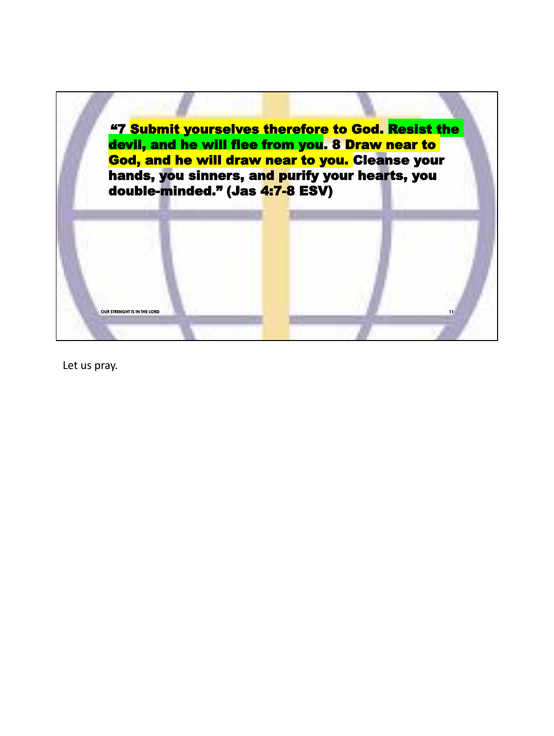"7 Submit yourselves therefore to God. Resist the devil, and he will flee from you. 8 Draw near to God, and he will draw near to you. Cleanse your hands, you sinners, and purify your hearts, you double-minded." (Jas 4:7-8 ESV)

OUR STRENGHT IS IN THE LORD

Let us pray.